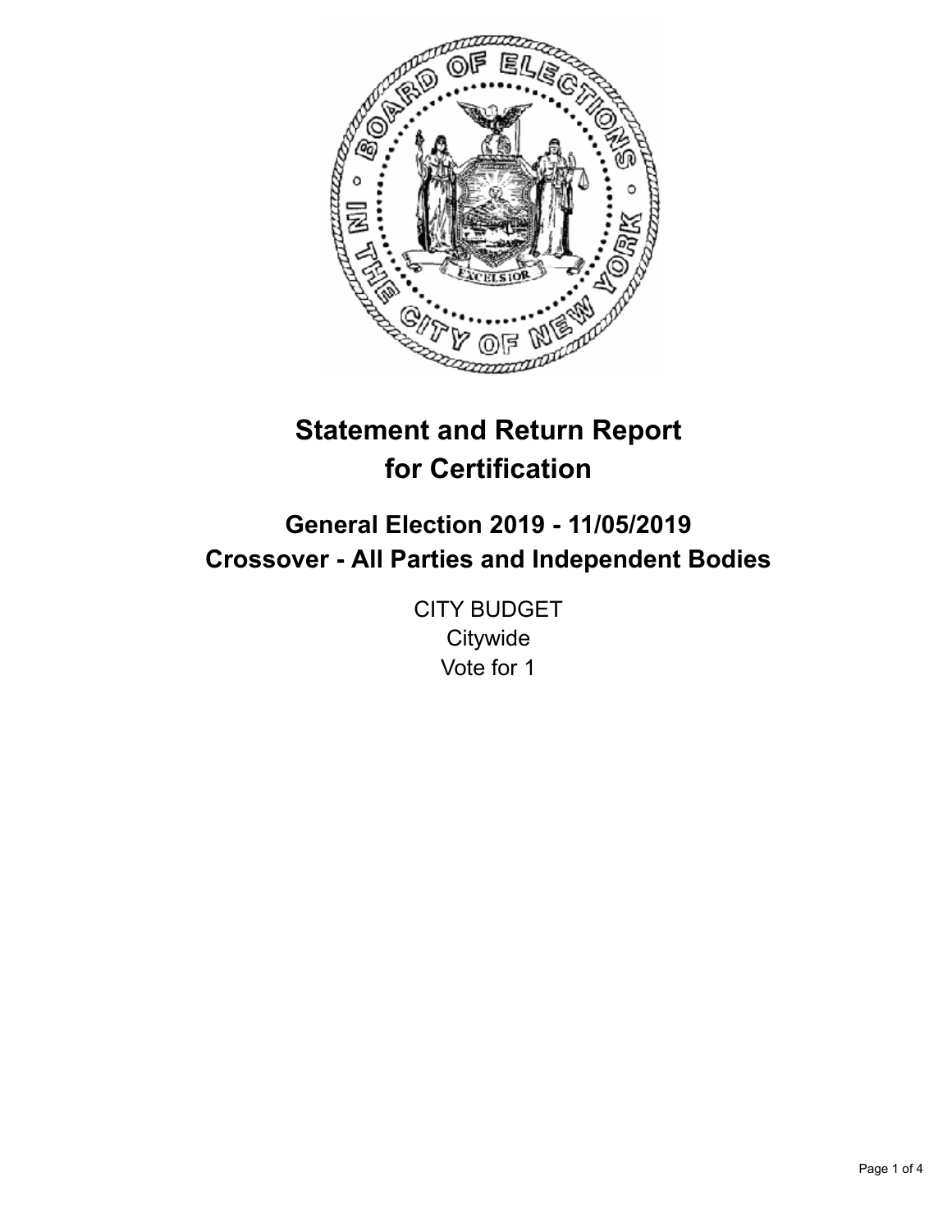# Statement and Return Report for Certification

## General Election 2019 - 11/05/2019
## Crossover - All Parties and Independent Bodies

CITY BUDGET
Citywide
Vote for 1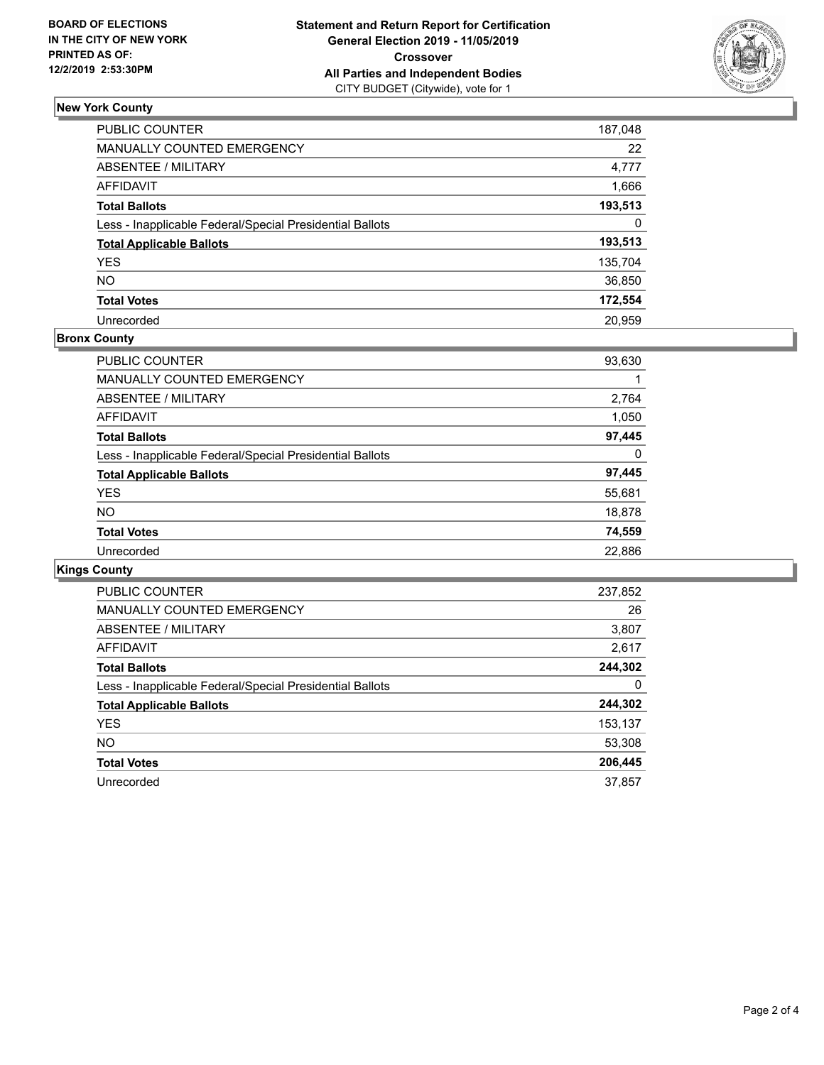**BOARD OF ELECTIONS IN THE CITY OF NEW YORK PRINTED AS OF: 12/2/2019 2:53:30PM**

**Statement and Return Report for Certification General Election 2019 - 11/05/2019 Crossover All Parties and Independent Bodies**
CITY BUDGET (Citywide), vote for 1

### New York County

| | |
|---|---|
| PUBLIC COUNTER | 187,048 |
| MANUALLY COUNTED EMERGENCY | 22 |
| ABSENTEE / MILITARY | 4,777 |
| AFFIDAVIT | 1,666 |
| **Total Ballots** | **193,513** |
| Less - Inapplicable Federal/Special Presidential Ballots | 0 |
| **Total Applicable Ballots** | **193,513** |
| YES | 135,704 |
| NO | 36,850 |
| **Total Votes** | **172,554** |
| Unrecorded | 20,959 |

### Bronx County

| | |
|---|---|
| PUBLIC COUNTER | 93,630 |
| MANUALLY COUNTED EMERGENCY | 1 |
| ABSENTEE / MILITARY | 2,764 |
| AFFIDAVIT | 1,050 |
| **Total Ballots** | **97,445** |
| Less - Inapplicable Federal/Special Presidential Ballots | 0 |
| **Total Applicable Ballots** | **97,445** |
| YES | 55,681 |
| NO | 18,878 |
| **Total Votes** | **74,559** |
| Unrecorded | 22,886 |

### Kings County

| | |
|---|---|
| PUBLIC COUNTER | 237,852 |
| MANUALLY COUNTED EMERGENCY | 26 |
| ABSENTEE / MILITARY | 3,807 |
| AFFIDAVIT | 2,617 |
| **Total Ballots** | **244,302** |
| Less - Inapplicable Federal/Special Presidential Ballots | 0 |
| **Total Applicable Ballots** | **244,302** |
| YES | 153,137 |
| NO | 53,308 |
| **Total Votes** | **206,445** |
| Unrecorded | 37,857 |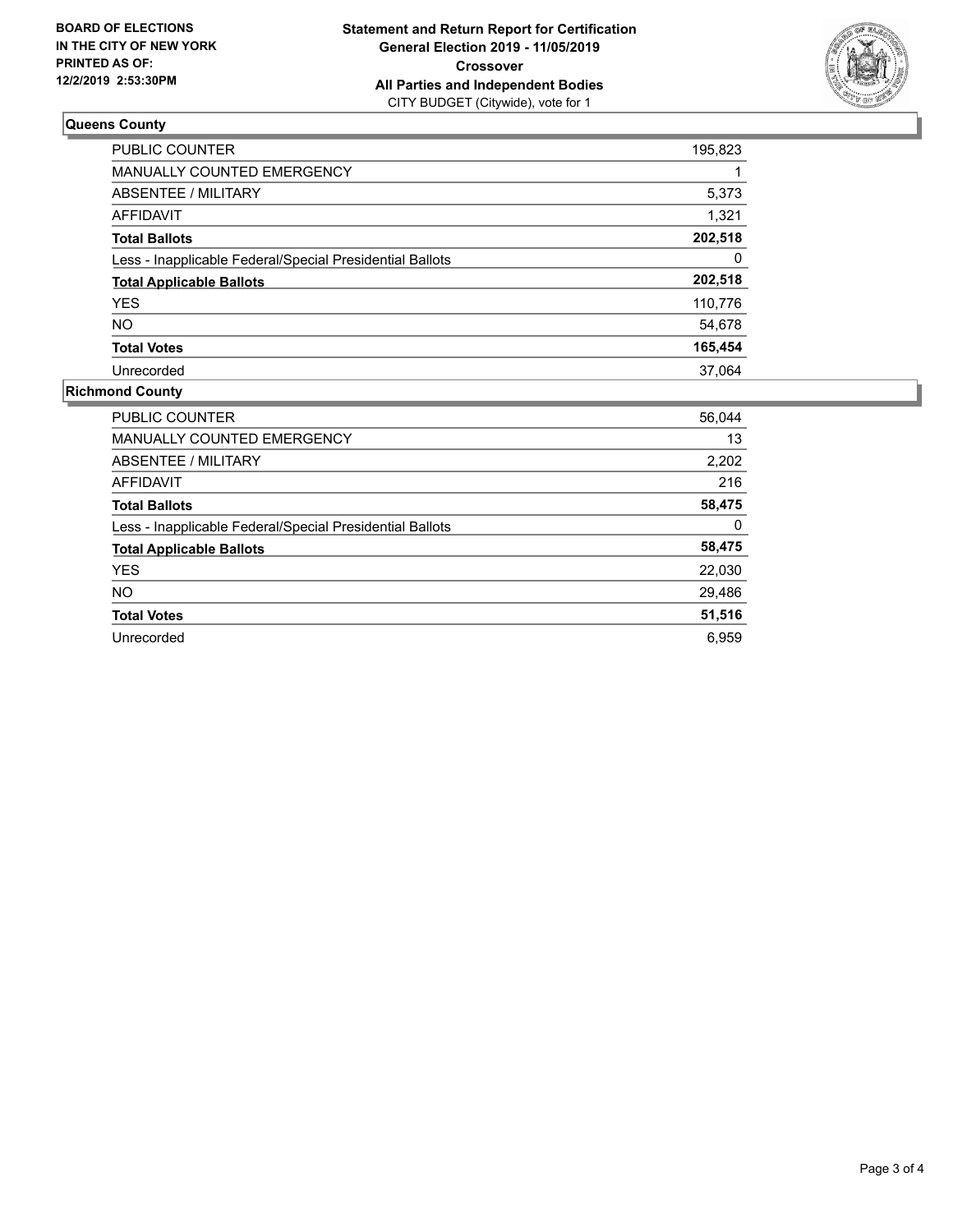**BOARD OF ELECTIONS IN THE CITY OF NEW YORK PRINTED AS OF: 12/2/2019 2:53:30PM**

**Statement and Return Report for Certification General Election 2019 - 11/05/2019 Crossover All Parties and Independent Bodies**
CITY BUDGET (Citywide), vote for 1

## Queens County

| | |
|---|---|
| PUBLIC COUNTER | 195,823 |
| MANUALLY COUNTED EMERGENCY | 1 |
| ABSENTEE / MILITARY | 5,373 |
| AFFIDAVIT | 1,321 |
| **Total Ballots** | **202,518** |
| Less - Inapplicable Federal/Special Presidential Ballots | 0 |
| **Total Applicable Ballots** | **202,518** |
| YES | 110,776 |
| NO | 54,678 |
| **Total Votes** | **165,454** |
| Unrecorded | 37,064 |

## Richmond County

| | |
|---|---|
| PUBLIC COUNTER | 56,044 |
| MANUALLY COUNTED EMERGENCY | 13 |
| ABSENTEE / MILITARY | 2,202 |
| AFFIDAVIT | 216 |
| **Total Ballots** | **58,475** |
| Less - Inapplicable Federal/Special Presidential Ballots | 0 |
| **Total Applicable Ballots** | **58,475** |
| YES | 22,030 |
| NO | 29,486 |
| **Total Votes** | **51,516** |
| Unrecorded | 6,959 |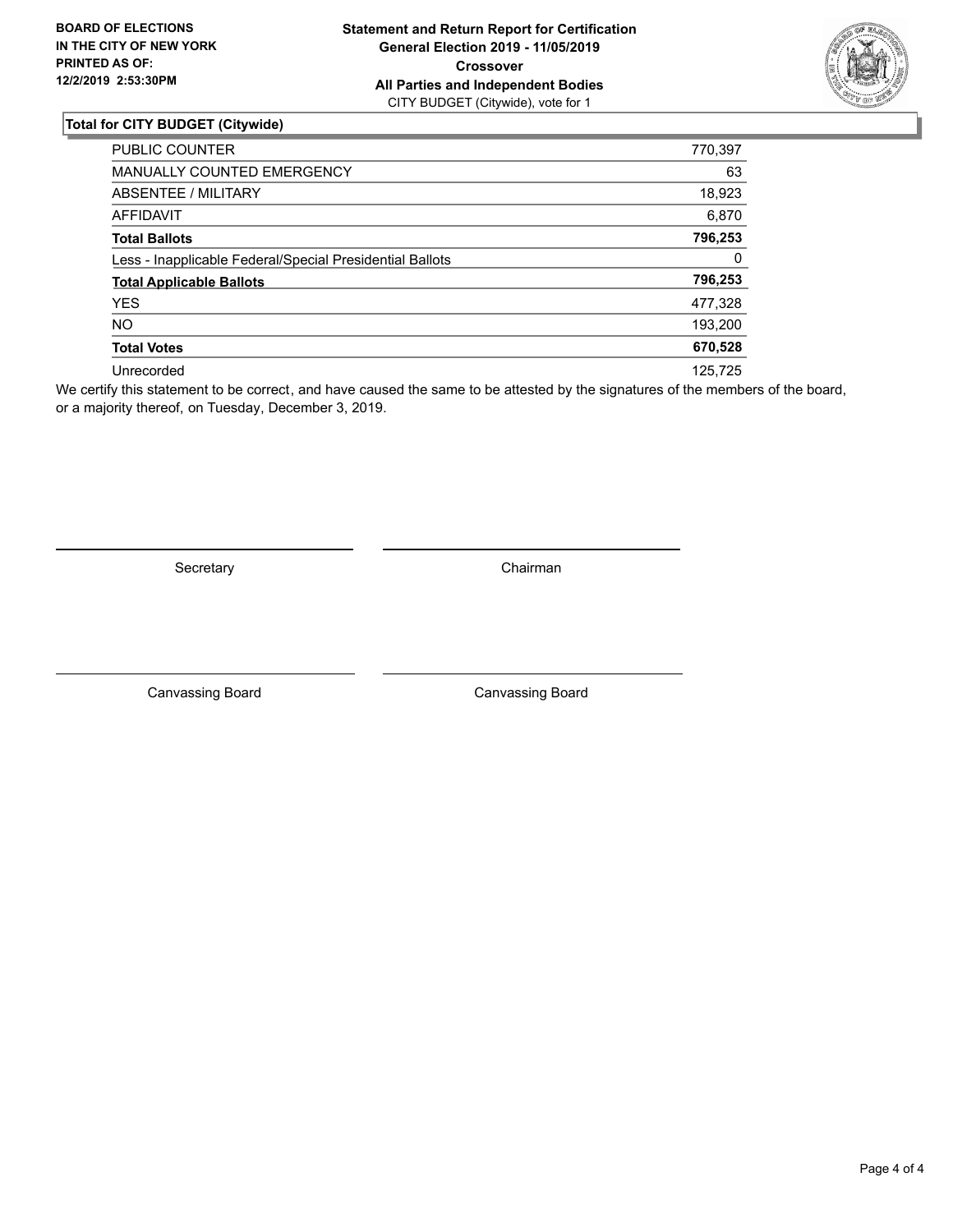**BOARD OF ELECTIONS IN THE CITY OF NEW YORK PRINTED AS OF: 12/2/2019 2:53:30PM**

**Statement and Return Report for Certification**
**General Election 2019 - 11/05/2019**
**Crossover**
**All Parties and Independent Bodies**
CITY BUDGET (Citywide), vote for 1

### Total for CITY BUDGET (Citywide)

| | |
|---|---|
| PUBLIC COUNTER | 770,397 |
| MANUALLY COUNTED EMERGENCY | 63 |
| ABSENTEE / MILITARY | 18,923 |
| AFFIDAVIT | 6,870 |
| **Total Ballots** | **796,253** |
| Less - Inapplicable Federal/Special Presidential Ballots | 0 |
| **Total Applicable Ballots** | **796,253** |
| YES | 477,328 |
| NO | 193,200 |
| **Total Votes** | **670,528** |
| Unrecorded | 125,725 |

We certify this statement to be correct, and have caused the same to be attested by the signatures of the members of the board, or a majority thereof, on Tuesday, December 3, 2019.

Secretary

Chairman

Canvassing Board

Canvassing Board